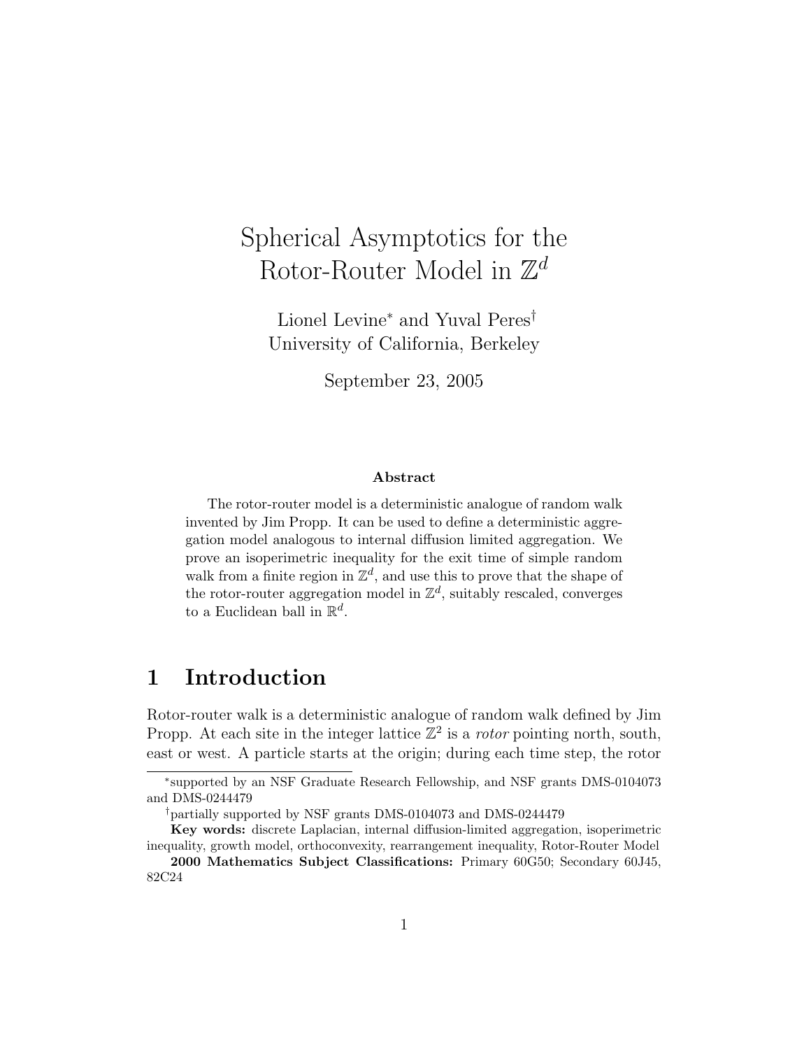# Spherical Asymptotics for the Rotor-Router Model in $\mathbb{Z}^d$

Lionel Levine* and Yuval Peres†
University of California, Berkeley

September 23, 2005

### Abstract

The rotor-router model is a deterministic analogue of random walk invented by Jim Propp. It can be used to define a deterministic aggregation model analogous to internal diffusion limited aggregation. We prove an isoperimetric inequality for the exit time of simple random walk from a finite region in $\mathbb{Z}^d$, and use this to prove that the shape of the rotor-router aggregation model in $\mathbb{Z}^d$, suitably rescaled, converges to a Euclidean ball in $\mathbb{R}^d$.

## 1 Introduction

Rotor-router walk is a deterministic analogue of random walk defined by Jim Propp. At each site in the integer lattice $\mathbb{Z}^2$ is a *rotor* pointing north, south, east or west. A particle starts at the origin; during each time step, the rotor

---

*supported by an NSF Graduate Research Fellowship, and NSF grants DMS-0104073 and DMS-0244479

†partially supported by NSF grants DMS-0104073 and DMS-0244479

**Key words:** discrete Laplacian, internal diffusion-limited aggregation, isoperimetric inequality, growth model, orthoconvexity, rearrangement inequality, Rotor-Router Model

**2000 Mathematics Subject Classifications:** Primary 60G50; Secondary 60J45, 82C24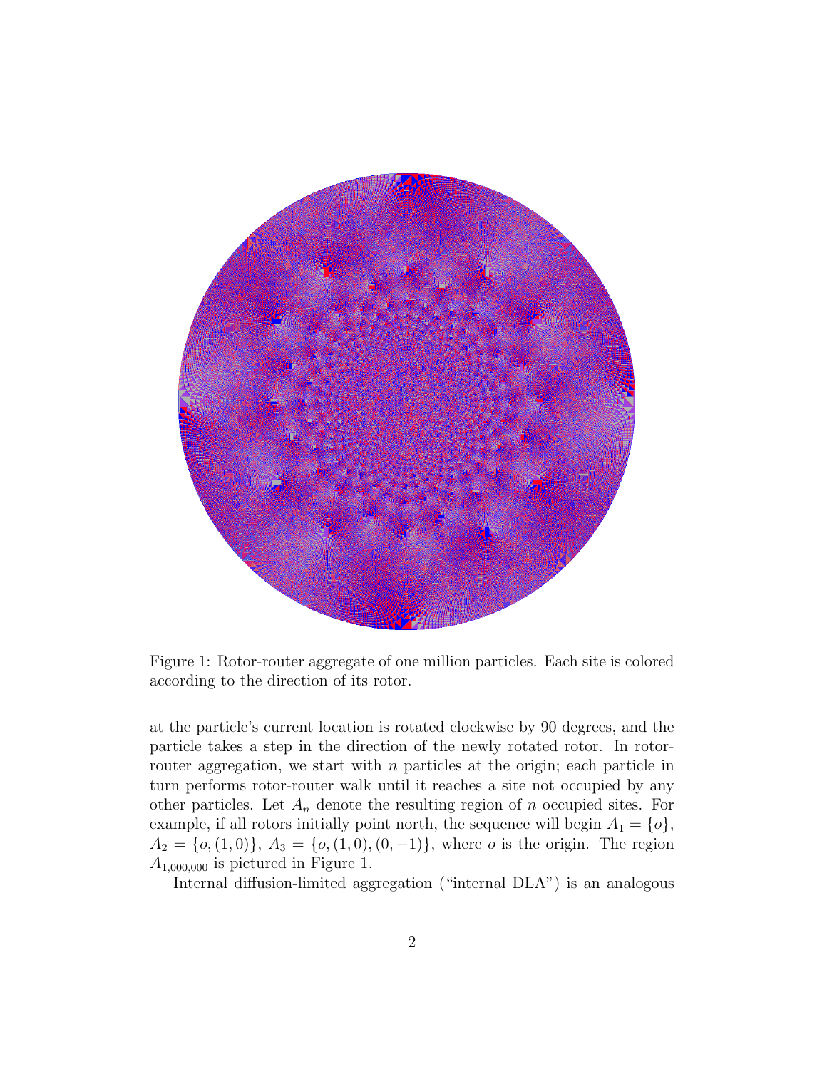Figure 1: Rotor-router aggregate of one million particles. Each site is colored according to the direction of its rotor.

at the particle's current location is rotated clockwise by 90 degrees, and the particle takes a step in the direction of the newly rotated rotor. In rotor-router aggregation, we start with $n$ particles at the origin; each particle in turn performs rotor-router walk until it reaches a site not occupied by any other particles. Let $A_n$ denote the resulting region of $n$ occupied sites. For example, if all rotors initially point north, the sequence will begin $A_1 = \{o\}$, $A_2 = \{o, (1,0)\}$, $A_3 = \{o, (1,0), (0,-1)\}$, where $o$ is the origin. The region $A_{1,000,000}$ is pictured in Figure 1.

Internal diffusion-limited aggregation ("internal DLA") is an analogous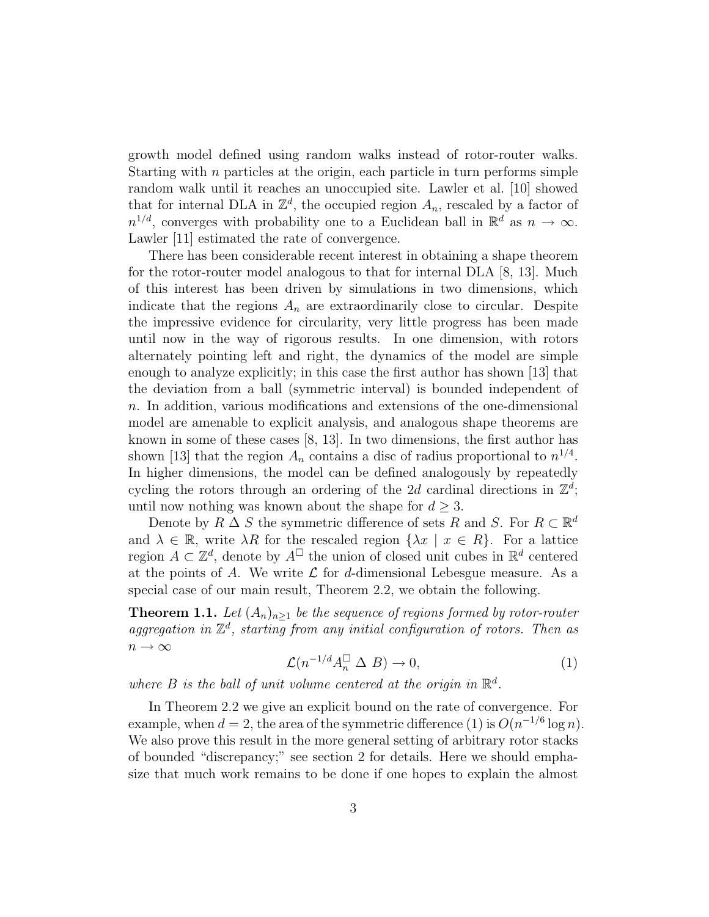growth model defined using random walks instead of rotor-router walks. Starting with $n$ particles at the origin, each particle in turn performs simple random walk until it reaches an unoccupied site. Lawler et al. [10] showed that for internal DLA in $\mathbb{Z}^d$, the occupied region $A_n$, rescaled by a factor of $n^{1/d}$, converges with probability one to a Euclidean ball in $\mathbb{R}^d$ as $n \to \infty$. Lawler [11] estimated the rate of convergence.

There has been considerable recent interest in obtaining a shape theorem for the rotor-router model analogous to that for internal DLA [8, 13]. Much of this interest has been driven by simulations in two dimensions, which indicate that the regions $A_n$ are extraordinarily close to circular. Despite the impressive evidence for circularity, very little progress has been made until now in the way of rigorous results. In one dimension, with rotors alternately pointing left and right, the dynamics of the model are simple enough to analyze explicitly; in this case the first author has shown [13] that the deviation from a ball (symmetric interval) is bounded independent of $n$. In addition, various modifications and extensions of the one-dimensional model are amenable to explicit analysis, and analogous shape theorems are known in some of these cases [8, 13]. In two dimensions, the first author has shown [13] that the region $A_n$ contains a disc of radius proportional to $n^{1/4}$. In higher dimensions, the model can be defined analogously by repeatedly cycling the rotors through an ordering of the $2d$ cardinal directions in $\mathbb{Z}^d$; until now nothing was known about the shape for $d \geq 3$.

Denote by $R \,\Delta\, S$ the symmetric difference of sets $R$ and $S$. For $R \subset \mathbb{R}^d$ and $\lambda \in \mathbb{R}$, write $\lambda R$ for the rescaled region $\{\lambda x \mid x \in R\}$. For a lattice region $A \subset \mathbb{Z}^d$, denote by $A^\square$ the union of closed unit cubes in $\mathbb{R}^d$ centered at the points of $A$. We write $\mathcal{L}$ for $d$-dimensional Lebesgue measure. As a special case of our main result, Theorem 2.2, we obtain the following.

**Theorem 1.1.** *Let $(A_n)_{n\geq 1}$ be the sequence of regions formed by rotor-router aggregation in $\mathbb{Z}^d$, starting from any initial configuration of rotors. Then as $n \to \infty$*

$$\mathcal{L}(n^{-1/d} A_n^\square \,\Delta\, B) \to 0, \tag{1}$$

*where $B$ is the ball of unit volume centered at the origin in $\mathbb{R}^d$.*

In Theorem 2.2 we give an explicit bound on the rate of convergence. For example, when $d = 2$, the area of the symmetric difference (1) is $O(n^{-1/6} \log n)$. We also prove this result in the more general setting of arbitrary rotor stacks of bounded "discrepancy;" see section 2 for details. Here we should emphasize that much work remains to be done if one hopes to explain the almost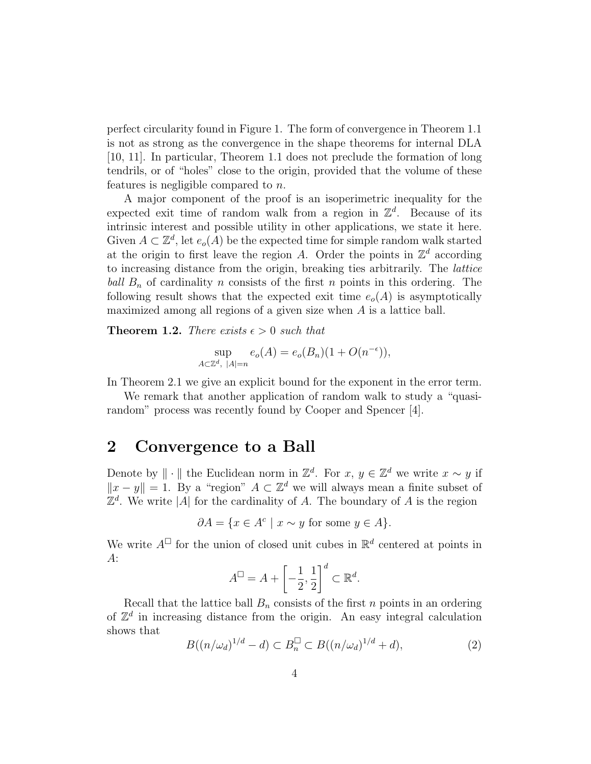perfect circularity found in Figure 1. The form of convergence in Theorem 1.1 is not as strong as the convergence in the shape theorems for internal DLA [10, 11]. In particular, Theorem 1.1 does not preclude the formation of long tendrils, or of "holes" close to the origin, provided that the volume of these features is negligible compared to $n$.

A major component of the proof is an isoperimetric inequality for the expected exit time of random walk from a region in $\mathbb{Z}^d$. Because of its intrinsic interest and possible utility in other applications, we state it here. Given $A \subset \mathbb{Z}^d$, let $e_o(A)$ be the expected time for simple random walk started at the origin to first leave the region $A$. Order the points in $\mathbb{Z}^d$ according to increasing distance from the origin, breaking ties arbitrarily. The *lattice ball* $B_n$ of cardinality $n$ consists of the first $n$ points in this ordering. The following result shows that the expected exit time $e_o(A)$ is asymptotically maximized among all regions of a given size when $A$ is a lattice ball.

**Theorem 1.2.** *There exists $\epsilon > 0$ such that*

$$\sup_{A \subset \mathbb{Z}^d,\ |A|=n} e_o(A) = e_o(B_n)(1 + O(n^{-\epsilon})),$$

In Theorem 2.1 we give an explicit bound for the exponent in the error term.

We remark that another application of random walk to study a "quasi-random" process was recently found by Cooper and Spencer [4].

## 2 Convergence to a Ball

Denote by $\|\cdot\|$ the Euclidean norm in $\mathbb{Z}^d$. For $x, y \in \mathbb{Z}^d$ we write $x \sim y$ if $\|x - y\| = 1$. By a "region" $A \subset \mathbb{Z}^d$ we will always mean a finite subset of $\mathbb{Z}^d$. We write $|A|$ for the cardinality of $A$. The boundary of $A$ is the region

$$\partial A = \{x \in A^c \mid x \sim y \text{ for some } y \in A\}.$$

We write $A^\square$ for the union of closed unit cubes in $\mathbb{R}^d$ centered at points in $A$:

$$A^\square = A + \left[-\frac{1}{2}, \frac{1}{2}\right]^d \subset \mathbb{R}^d.$$

Recall that the lattice ball $B_n$ consists of the first $n$ points in an ordering of $\mathbb{Z}^d$ in increasing distance from the origin. An easy integral calculation shows that

$$B((n/\omega_d)^{1/d} - d) \subset B_n^\square \subset B((n/\omega_d)^{1/d} + d), \tag{2}$$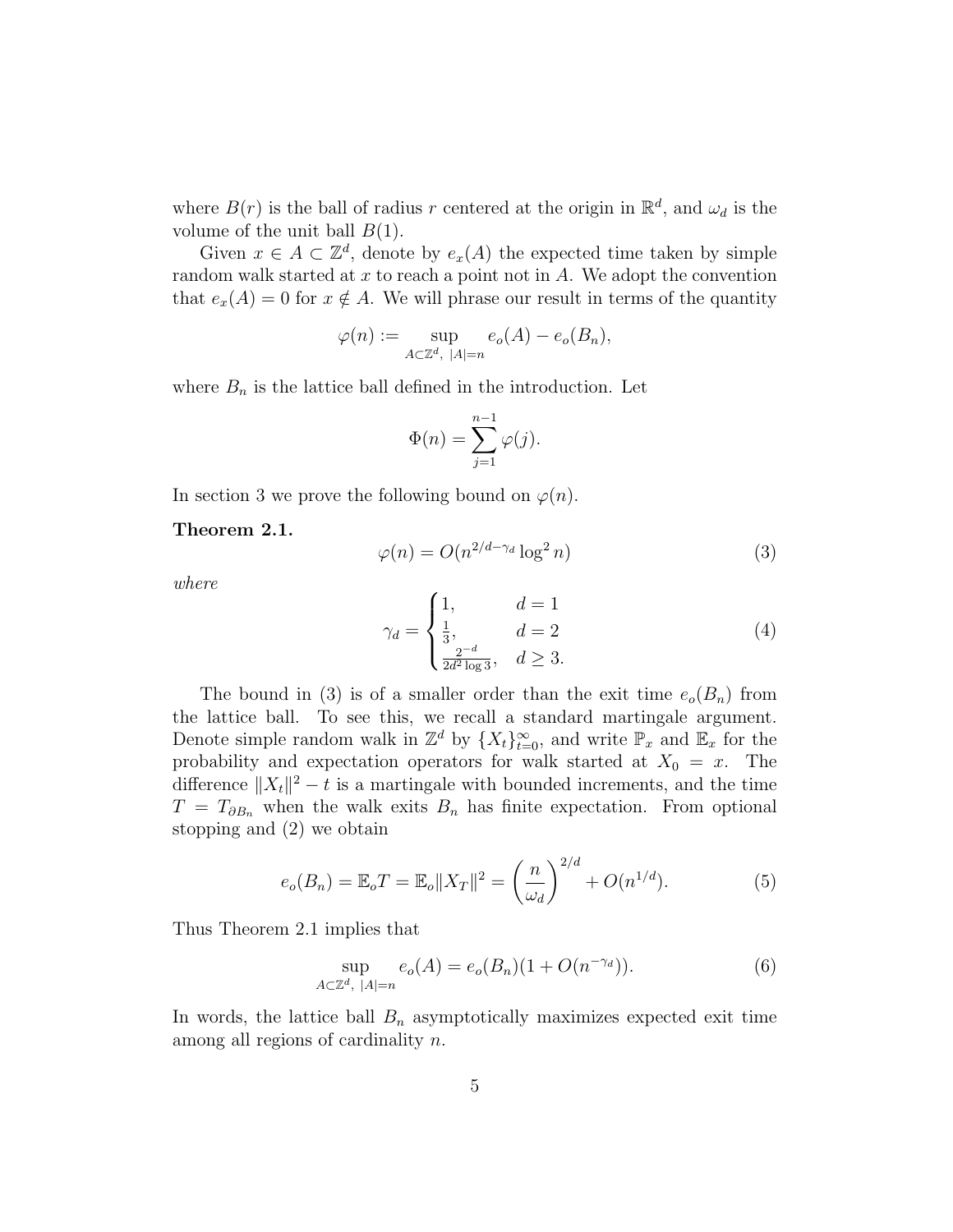where $B(r)$ is the ball of radius $r$ centered at the origin in $\mathbb{R}^d$, and $\omega_d$ is the volume of the unit ball $B(1)$.

Given $x \in A \subset \mathbb{Z}^d$, denote by $e_x(A)$ the expected time taken by simple random walk started at $x$ to reach a point not in $A$. We adopt the convention that $e_x(A) = 0$ for $x \notin A$. We will phrase our result in terms of the quantity

$$\varphi(n) := \sup_{A \subset \mathbb{Z}^d,\ |A|=n} e_o(A) - e_o(B_n),$$

where $B_n$ is the lattice ball defined in the introduction. Let

$$\Phi(n) = \sum_{j=1}^{n-1} \varphi(j).$$

In section 3 we prove the following bound on $\varphi(n)$.

**Theorem 2.1.**

$$\varphi(n) = O(n^{2/d - \gamma_d} \log^2 n) \tag{3}$$

*where*

$$\gamma_d = \begin{cases} 1, & d = 1 \\ \frac{1}{3}, & d = 2 \\ \frac{2^{-d}}{2d^2 \log 3}, & d \geq 3. \end{cases} \tag{4}$$

The bound in (3) is of a smaller order than the exit time $e_o(B_n)$ from the lattice ball. To see this, we recall a standard martingale argument. Denote simple random walk in $\mathbb{Z}^d$ by $\{X_t\}_{t=0}^{\infty}$, and write $\mathbb{P}_x$ and $\mathbb{E}_x$ for the probability and expectation operators for walk started at $X_0 = x$. The difference $\|X_t\|^2 - t$ is a martingale with bounded increments, and the time $T = T_{\partial B_n}$ when the walk exits $B_n$ has finite expectation. From optional stopping and (2) we obtain

$$e_o(B_n) = \mathbb{E}_o T = \mathbb{E}_o \|X_T\|^2 = \left(\frac{n}{\omega_d}\right)^{2/d} + O(n^{1/d}). \tag{5}$$

Thus Theorem 2.1 implies that

$$\sup_{A \subset \mathbb{Z}^d,\ |A|=n} e_o(A) = e_o(B_n)(1 + O(n^{-\gamma_d})). \tag{6}$$

In words, the lattice ball $B_n$ asymptotically maximizes expected exit time among all regions of cardinality $n$.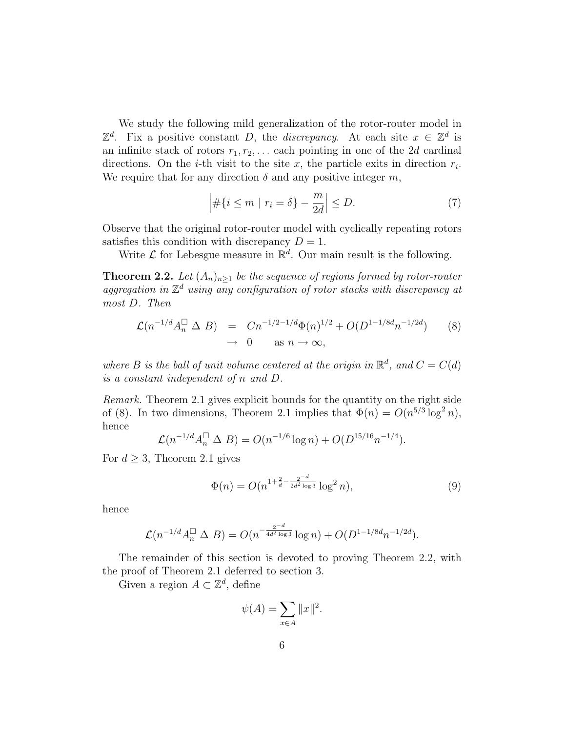We study the following mild generalization of the rotor-router model in $\mathbb{Z}^d$. Fix a positive constant $D$, the *discrepancy*. At each site $x \in \mathbb{Z}^d$ is an infinite stack of rotors $r_1, r_2, \ldots$ each pointing in one of the $2d$ cardinal directions. On the $i$-th visit to the site $x$, the particle exits in direction $r_i$. We require that for any direction $\delta$ and any positive integer $m$,

$$\left| \#\{i \leq m \mid r_i = \delta\} - \frac{m}{2d} \right| \leq D. \tag{7}$$

Observe that the original rotor-router model with cyclically repeating rotors satisfies this condition with discrepancy $D = 1$.

Write $\mathcal{L}$ for Lebesgue measure in $\mathbb{R}^d$. Our main result is the following.

**Theorem 2.2.** *Let $(A_n)_{n \geq 1}$ be the sequence of regions formed by rotor-router aggregation in $\mathbb{Z}^d$ using any configuration of rotor stacks with discrepancy at most $D$. Then*

$$\begin{aligned} \mathcal{L}(n^{-1/d} A_n^{\square} \, \Delta \, B) &= C n^{-1/2-1/d} \Phi(n)^{1/2} + O(D^{1-1/8d} n^{-1/2d}) \\ &\to 0 \qquad \text{as } n \to \infty, \end{aligned} \tag{8}$$

*where $B$ is the ball of unit volume centered at the origin in $\mathbb{R}^d$, and $C = C(d)$ is a constant independent of $n$ and $D$.*

*Remark.* Theorem 2.1 gives explicit bounds for the quantity on the right side of (8). In two dimensions, Theorem 2.1 implies that $\Phi(n) = O(n^{5/3} \log^2 n)$, hence

$$\mathcal{L}(n^{-1/d} A_n^{\square} \, \Delta \, B) = O(n^{-1/6} \log n) + O(D^{15/16} n^{-1/4}).$$

For $d \geq 3$, Theorem 2.1 gives

$$\Phi(n) = O(n^{1 + \frac{2}{d} - \frac{2^{-d}}{2d^2 \log 3}} \log^2 n), \tag{9}$$

hence

$$\mathcal{L}(n^{-1/d} A_n^{\square} \, \Delta \, B) = O(n^{-\frac{2^{-d}}{4d^2 \log 3}} \log n) + O(D^{1-1/8d} n^{-1/2d}).$$

The remainder of this section is devoted to proving Theorem 2.2, with the proof of Theorem 2.1 deferred to section 3.

Given a region $A \subset \mathbb{Z}^d$, define

$$\psi(A) = \sum_{x \in A} \|x\|^2.$$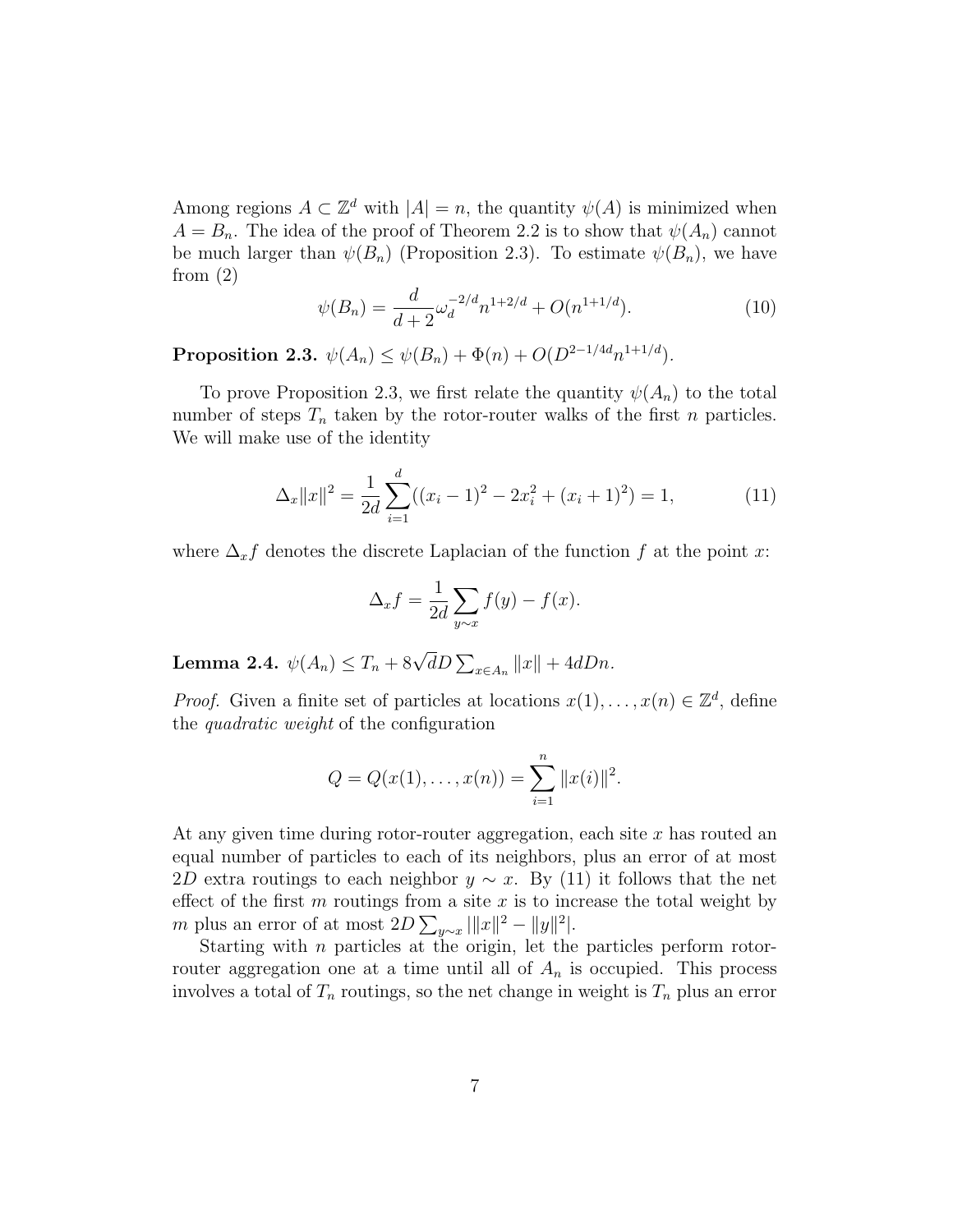Among regions $A \subset \mathbb{Z}^d$ with $|A| = n$, the quantity $\psi(A)$ is minimized when $A = B_n$. The idea of the proof of Theorem 2.2 is to show that $\psi(A_n)$ cannot be much larger than $\psi(B_n)$ (Proposition 2.3). To estimate $\psi(B_n)$, we have from (2)

$$\psi(B_n) = \frac{d}{d+2}\omega_d^{-2/d} n^{1+2/d} + O(n^{1+1/d}). \tag{10}$$

**Proposition 2.3.** $\psi(A_n) \leq \psi(B_n) + \Phi(n) + O(D^{2-1/4d} n^{1+1/d})$.

To prove Proposition 2.3, we first relate the quantity $\psi(A_n)$ to the total number of steps $T_n$ taken by the rotor-router walks of the first $n$ particles. We will make use of the identity

$$\Delta_x \|x\|^2 = \frac{1}{2d} \sum_{i=1}^{d} ((x_i - 1)^2 - 2x_i^2 + (x_i + 1)^2) = 1, \tag{11}$$

where $\Delta_x f$ denotes the discrete Laplacian of the function $f$ at the point $x$:

$$\Delta_x f = \frac{1}{2d} \sum_{y \sim x} f(y) - f(x).$$

**Lemma 2.4.** $\psi(A_n) \leq T_n + 8\sqrt{d} D \sum_{x \in A_n} \|x\| + 4dDn$.

*Proof.* Given a finite set of particles at locations $x(1), \ldots, x(n) \in \mathbb{Z}^d$, define the *quadratic weight* of the configuration

$$Q = Q(x(1), \ldots, x(n)) = \sum_{i=1}^{n} \|x(i)\|^2.$$

At any given time during rotor-router aggregation, each site $x$ has routed an equal number of particles to each of its neighbors, plus an error of at most $2D$ extra routings to each neighbor $y \sim x$. By (11) it follows that the net effect of the first $m$ routings from a site $x$ is to increase the total weight by $m$ plus an error of at most $2D \sum_{y \sim x} |\|x\|^2 - \|y\|^2|$.

Starting with $n$ particles at the origin, let the particles perform rotor-router aggregation one at a time until all of $A_n$ is occupied. This process involves a total of $T_n$ routings, so the net change in weight is $T_n$ plus an error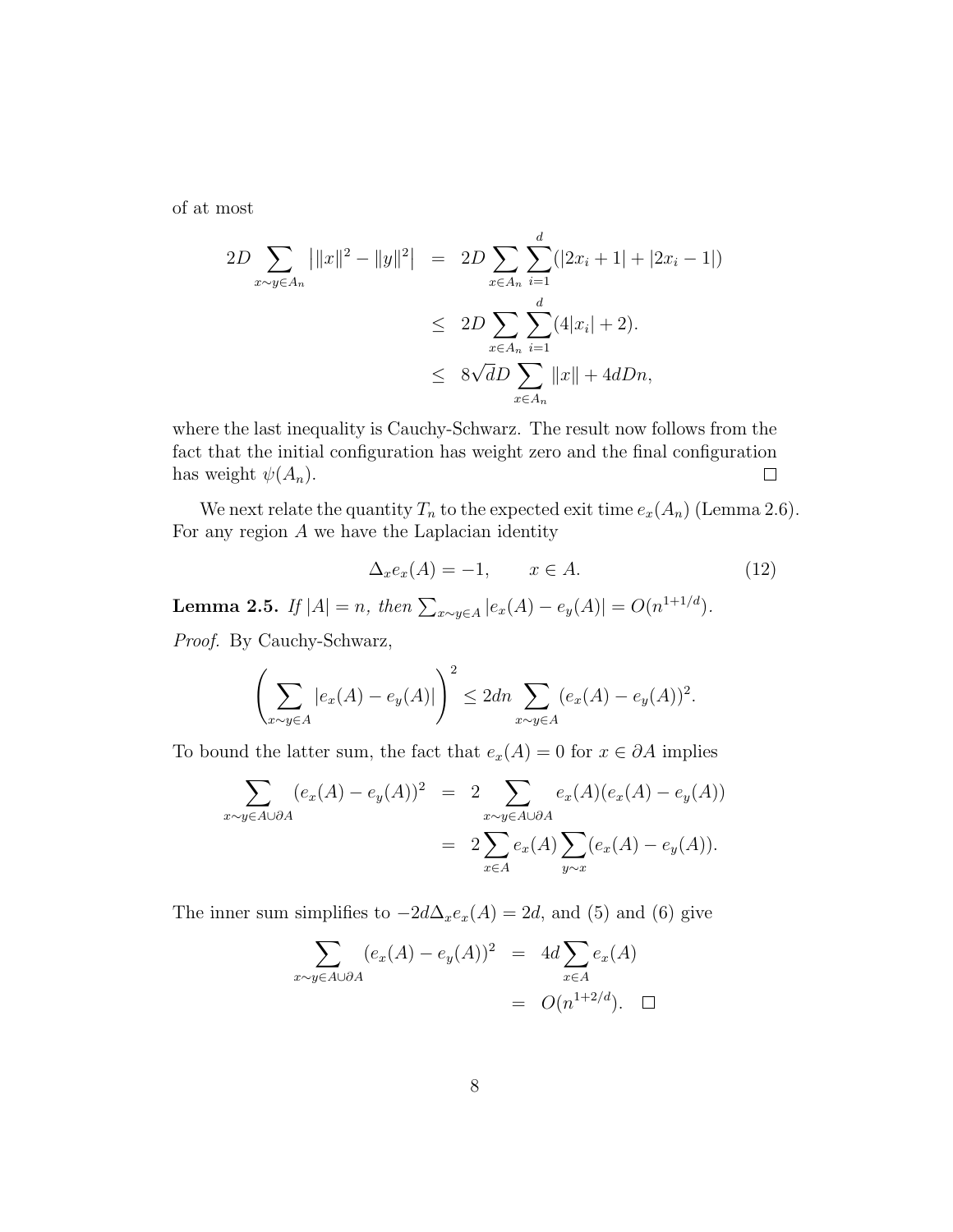of at most

$$
\begin{aligned}
2D \sum_{x \sim y \in A_n} \left| \|x\|^2 - \|y\|^2 \right| &= 2D \sum_{x \in A_n} \sum_{i=1}^{d} (|2x_i + 1| + |2x_i - 1|) \\
&\leq 2D \sum_{x \in A_n} \sum_{i=1}^{d} (4|x_i| + 2). \\
&\leq 8\sqrt{d} D \sum_{x \in A_n} \|x\| + 4dDn,
\end{aligned}
$$

where the last inequality is Cauchy-Schwarz. The result now follows from the fact that the initial configuration has weight zero and the final configuration has weight $\psi(A_n)$. $\square$

We next relate the quantity $T_n$ to the expected exit time $e_x(A_n)$ (Lemma 2.6). For any region $A$ we have the Laplacian identity

$$
\Delta_x e_x(A) = -1, \qquad x \in A. \tag{12}
$$

**Lemma 2.5.** *If $|A| = n$, then $\sum_{x \sim y \in A} |e_x(A) - e_y(A)| = O(n^{1+1/d})$.*

*Proof.* By Cauchy-Schwarz,

$$
\left( \sum_{x \sim y \in A} |e_x(A) - e_y(A)| \right)^2 \leq 2dn \sum_{x \sim y \in A} (e_x(A) - e_y(A))^2.
$$

To bound the latter sum, the fact that $e_x(A) = 0$ for $x \in \partial A$ implies

$$
\begin{aligned}
\sum_{x \sim y \in A \cup \partial A} (e_x(A) - e_y(A))^2 &= 2 \sum_{x \sim y \in A \cup \partial A} e_x(A)(e_x(A) - e_y(A)) \\
&= 2 \sum_{x \in A} e_x(A) \sum_{y \sim x} (e_x(A) - e_y(A)).
\end{aligned}
$$

The inner sum simplifies to $-2d\Delta_x e_x(A) = 2d$, and (5) and (6) give

$$
\begin{aligned}
\sum_{x \sim y \in A \cup \partial A} (e_x(A) - e_y(A))^2 &= 4d \sum_{x \in A} e_x(A) \\
&= O(n^{1+2/d}). \quad \square
\end{aligned}
$$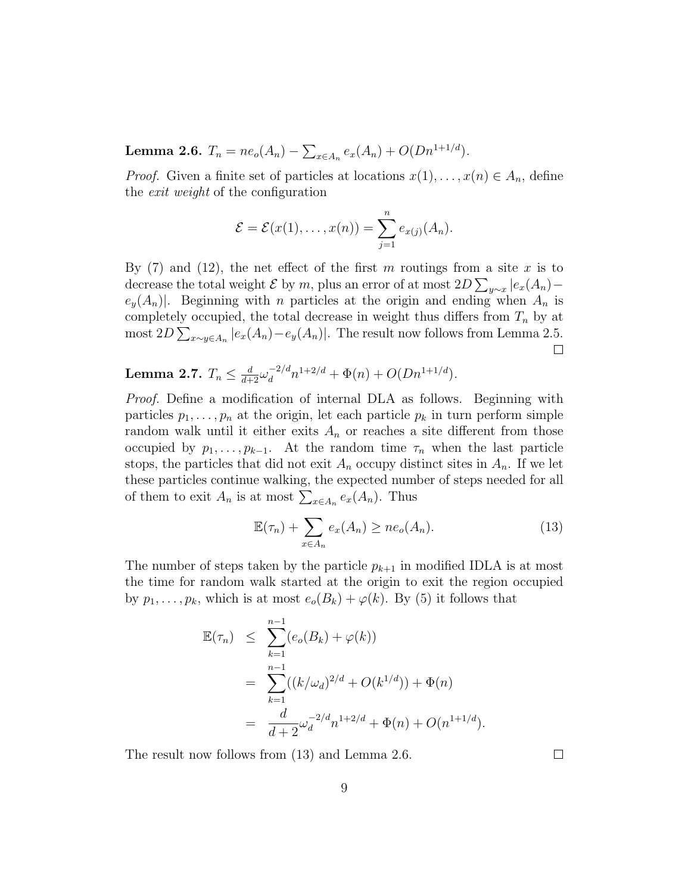**Lemma 2.6.** $T_n = ne_o(A_n) - \sum_{x \in A_n} e_x(A_n) + O(Dn^{1+1/d})$.

*Proof.* Given a finite set of particles at locations $x(1), \ldots, x(n) \in A_n$, define the *exit weight* of the configuration

$$\mathcal{E} = \mathcal{E}(x(1), \ldots, x(n)) = \sum_{j=1}^{n} e_{x(j)}(A_n).$$

By (7) and (12), the net effect of the first $m$ routings from a site $x$ is to decrease the total weight $\mathcal{E}$ by $m$, plus an error of at most $2D \sum_{y \sim x} |e_x(A_n) - e_y(A_n)|$. Beginning with $n$ particles at the origin and ending when $A_n$ is completely occupied, the total decrease in weight thus differs from $T_n$ by at most $2D \sum_{x \sim y \in A_n} |e_x(A_n) - e_y(A_n)|$. The result now follows from Lemma 2.5. ☐

**Lemma 2.7.** $T_n \leq \frac{d}{d+2} \omega_d^{-2/d} n^{1+2/d} + \Phi(n) + O(Dn^{1+1/d})$.

*Proof.* Define a modification of internal DLA as follows. Beginning with particles $p_1, \ldots, p_n$ at the origin, let each particle $p_k$ in turn perform simple random walk until it either exits $A_n$ or reaches a site different from those occupied by $p_1, \ldots, p_{k-1}$. At the random time $\tau_n$ when the last particle stops, the particles that did not exit $A_n$ occupy distinct sites in $A_n$. If we let these particles continue walking, the expected number of steps needed for all of them to exit $A_n$ is at most $\sum_{x \in A_n} e_x(A_n)$. Thus

$$\mathbb{E}(\tau_n) + \sum_{x \in A_n} e_x(A_n) \geq ne_o(A_n). \tag{13}$$

The number of steps taken by the particle $p_{k+1}$ in modified IDLA is at most the time for random walk started at the origin to exit the region occupied by $p_1, \ldots, p_k$, which is at most $e_o(B_k) + \varphi(k)$. By (5) it follows that

$$\begin{aligned}
\mathbb{E}(\tau_n) &\leq \sum_{k=1}^{n-1} (e_o(B_k) + \varphi(k)) \\
&= \sum_{k=1}^{n-1} ((k/\omega_d)^{2/d} + O(k^{1/d})) + \Phi(n) \\
&= \frac{d}{d+2} \omega_d^{-2/d} n^{1+2/d} + \Phi(n) + O(n^{1+1/d}).
\end{aligned}$$

The result now follows from (13) and Lemma 2.6. ☐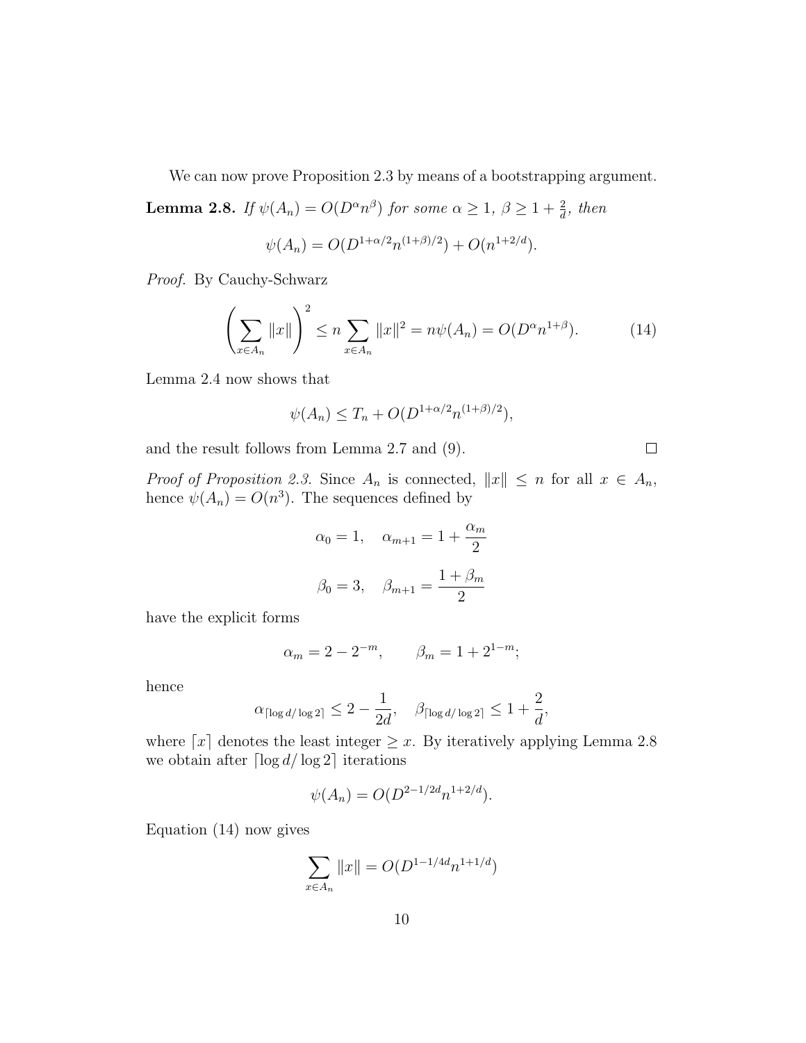We can now prove Proposition 2.3 by means of a bootstrapping argument.

**Lemma 2.8.** *If $\psi(A_n) = O(D^\alpha n^\beta)$ for some $\alpha \geq 1$, $\beta \geq 1 + \frac{2}{d}$, then*

$$\psi(A_n) = O(D^{1+\alpha/2} n^{(1+\beta)/2}) + O(n^{1+2/d}).$$

*Proof.* By Cauchy-Schwarz

$$\left(\sum_{x \in A_n} \|x\|\right)^2 \leq n \sum_{x \in A_n} \|x\|^2 = n\psi(A_n) = O(D^\alpha n^{1+\beta}). \tag{14}$$

Lemma 2.4 now shows that

$$\psi(A_n) \leq T_n + O(D^{1+\alpha/2} n^{(1+\beta)/2}),$$

and the result follows from Lemma 2.7 and (9). $\square$

*Proof of Proposition 2.3.* Since $A_n$ is connected, $\|x\| \leq n$ for all $x \in A_n$, hence $\psi(A_n) = O(n^3)$. The sequences defined by

$$\alpha_0 = 1, \quad \alpha_{m+1} = 1 + \frac{\alpha_m}{2}$$

$$\beta_0 = 3, \quad \beta_{m+1} = \frac{1 + \beta_m}{2}$$

have the explicit forms

$$\alpha_m = 2 - 2^{-m}, \qquad \beta_m = 1 + 2^{1-m};$$

hence

$$\alpha_{\lceil \log d / \log 2 \rceil} \leq 2 - \frac{1}{2d}, \quad \beta_{\lceil \log d / \log 2 \rceil} \leq 1 + \frac{2}{d},$$

where $\lceil x \rceil$ denotes the least integer $\geq x$. By iteratively applying Lemma 2.8 we obtain after $\lceil \log d / \log 2 \rceil$ iterations

$$\psi(A_n) = O(D^{2-1/2d} n^{1+2/d}).$$

Equation (14) now gives

$$\sum_{x \in A_n} \|x\| = O(D^{1-1/4d} n^{1+1/d})$$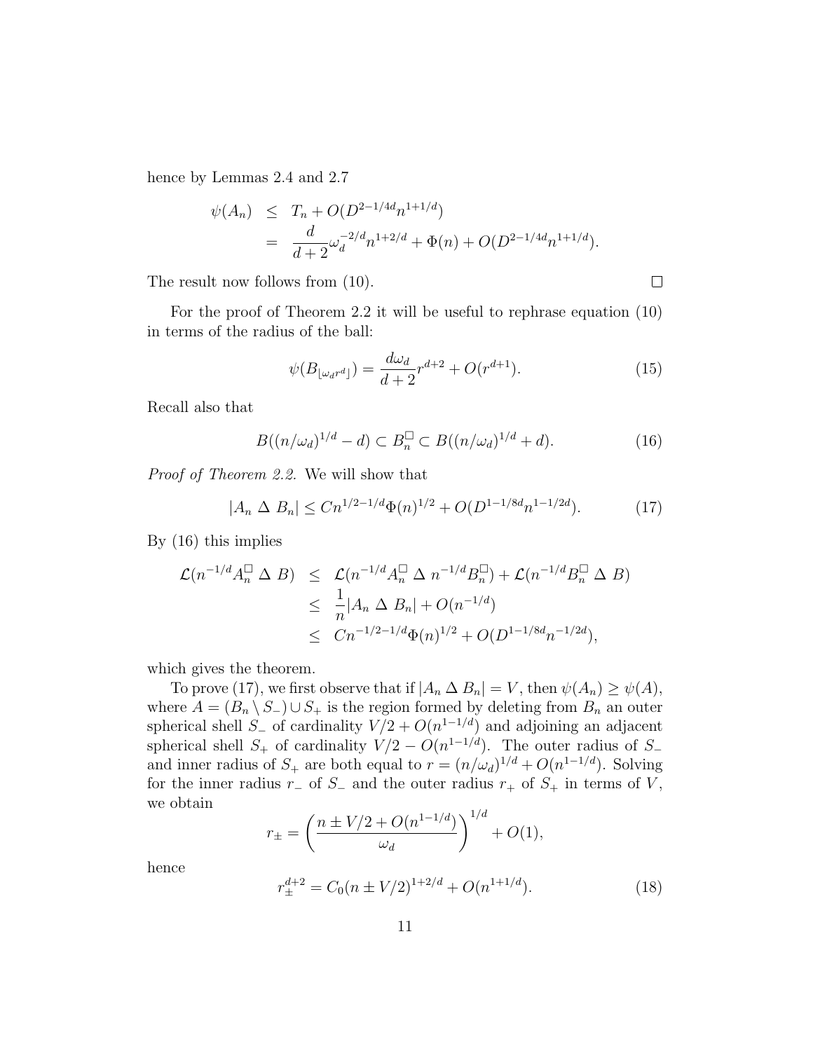hence by Lemmas 2.4 and 2.7

$$
\begin{aligned}
\psi(A_n) &\leq T_n + O(D^{2-1/4d} n^{1+1/d}) \\
&= \frac{d}{d+2} \omega_d^{-2/d} n^{1+2/d} + \Phi(n) + O(D^{2-1/4d} n^{1+1/d}).
\end{aligned}
$$

The result now follows from (10). $\square$

For the proof of Theorem 2.2 it will be useful to rephrase equation (10) in terms of the radius of the ball:

$$
\psi(B_{\lfloor \omega_d r^d \rfloor}) = \frac{d\omega_d}{d+2} r^{d+2} + O(r^{d+1}). \tag{15}
$$

Recall also that

$$
B((n/\omega_d)^{1/d} - d) \subset B_n^{\square} \subset B((n/\omega_d)^{1/d} + d). \tag{16}
$$

*Proof of Theorem 2.2.* We will show that

$$
|A_n \,\Delta\, B_n| \leq C n^{1/2-1/d} \Phi(n)^{1/2} + O(D^{1-1/8d} n^{1-1/2d}). \tag{17}
$$

By (16) this implies

$$
\begin{aligned}
\mathcal{L}(n^{-1/d} A_n^{\square} \,\Delta\, B) &\leq \mathcal{L}(n^{-1/d} A_n^{\square} \,\Delta\, n^{-1/d} B_n^{\square}) + \mathcal{L}(n^{-1/d} B_n^{\square} \,\Delta\, B) \\
&\leq \frac{1}{n} |A_n \,\Delta\, B_n| + O(n^{-1/d}) \\
&\leq C n^{-1/2-1/d} \Phi(n)^{1/2} + O(D^{1-1/8d} n^{-1/2d}),
\end{aligned}
$$

which gives the theorem.

To prove (17), we first observe that if $|A_n \,\Delta\, B_n| = V$, then $\psi(A_n) \geq \psi(A)$, where $A = (B_n \setminus S_-) \cup S_+$ is the region formed by deleting from $B_n$ an outer spherical shell $S_-$ of cardinality $V/2 + O(n^{1-1/d})$ and adjoining an adjacent spherical shell $S_+$ of cardinality $V/2 - O(n^{1-1/d})$. The outer radius of $S_-$ and inner radius of $S_+$ are both equal to $r = (n/\omega_d)^{1/d} + O(n^{1-1/d})$. Solving for the inner radius $r_-$ of $S_-$ and the outer radius $r_+$ of $S_+$ in terms of $V$, we obtain

$$
r_{\pm} = \left( \frac{n \pm V/2 + O(n^{1-1/d})}{\omega_d} \right)^{1/d} + O(1),
$$

hence

$$
r_{\pm}^{d+2} = C_0 (n \pm V/2)^{1+2/d} + O(n^{1+1/d}). \tag{18}
$$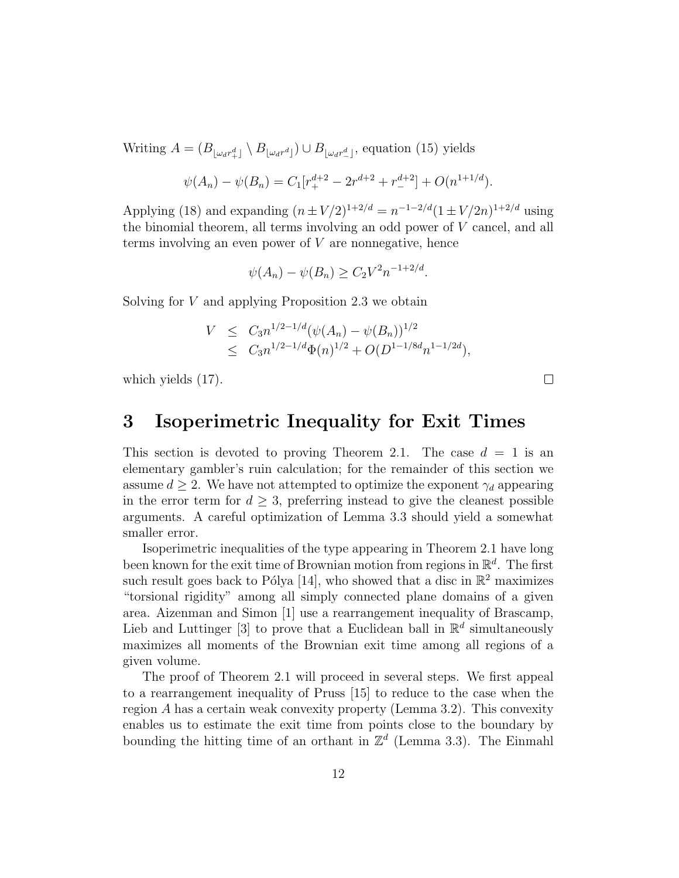Writing $A = (B_{\lfloor \omega_d r_+^d \rfloor} \setminus B_{\lfloor \omega_d r^d \rfloor}) \cup B_{\lfloor \omega_d r_-^d \rfloor}$, equation (15) yields

$$\psi(A_n) - \psi(B_n) = C_1[r_+^{d+2} - 2r^{d+2} + r_-^{d+2}] + O(n^{1+1/d}).$$

Applying (18) and expanding $(n \pm V/2)^{1+2/d} = n^{-1-2/d}(1 \pm V/2n)^{1+2/d}$ using the binomial theorem, all terms involving an odd power of $V$ cancel, and all terms involving an even power of $V$ are nonnegative, hence

$$\psi(A_n) - \psi(B_n) \geq C_2 V^2 n^{-1+2/d}.$$

Solving for $V$ and applying Proposition 2.3 we obtain

$$\begin{aligned} V &\leq C_3 n^{1/2-1/d}(\psi(A_n) - \psi(B_n))^{1/2} \\ &\leq C_3 n^{1/2-1/d}\Phi(n)^{1/2} + O(D^{1-1/8d} n^{1-1/2d}), \end{aligned}$$

which yields (17). $\square$

# 3 Isoperimetric Inequality for Exit Times

This section is devoted to proving Theorem 2.1. The case $d = 1$ is an elementary gambler's ruin calculation; for the remainder of this section we assume $d \geq 2$. We have not attempted to optimize the exponent $\gamma_d$ appearing in the error term for $d \geq 3$, preferring instead to give the cleanest possible arguments. A careful optimization of Lemma 3.3 should yield a somewhat smaller error.

Isoperimetric inequalities of the type appearing in Theorem 2.1 have long been known for the exit time of Brownian motion from regions in $\mathbb{R}^d$. The first such result goes back to Pólya [14], who showed that a disc in $\mathbb{R}^2$ maximizes "torsional rigidity" among all simply connected plane domains of a given area. Aizenman and Simon [1] use a rearrangement inequality of Brascamp, Lieb and Luttinger [3] to prove that a Euclidean ball in $\mathbb{R}^d$ simultaneously maximizes all moments of the Brownian exit time among all regions of a given volume.

The proof of Theorem 2.1 will proceed in several steps. We first appeal to a rearrangement inequality of Pruss [15] to reduce to the case when the region $A$ has a certain weak convexity property (Lemma 3.2). This convexity enables us to estimate the exit time from points close to the boundary by bounding the hitting time of an orthant in $\mathbb{Z}^d$ (Lemma 3.3). The Einmahl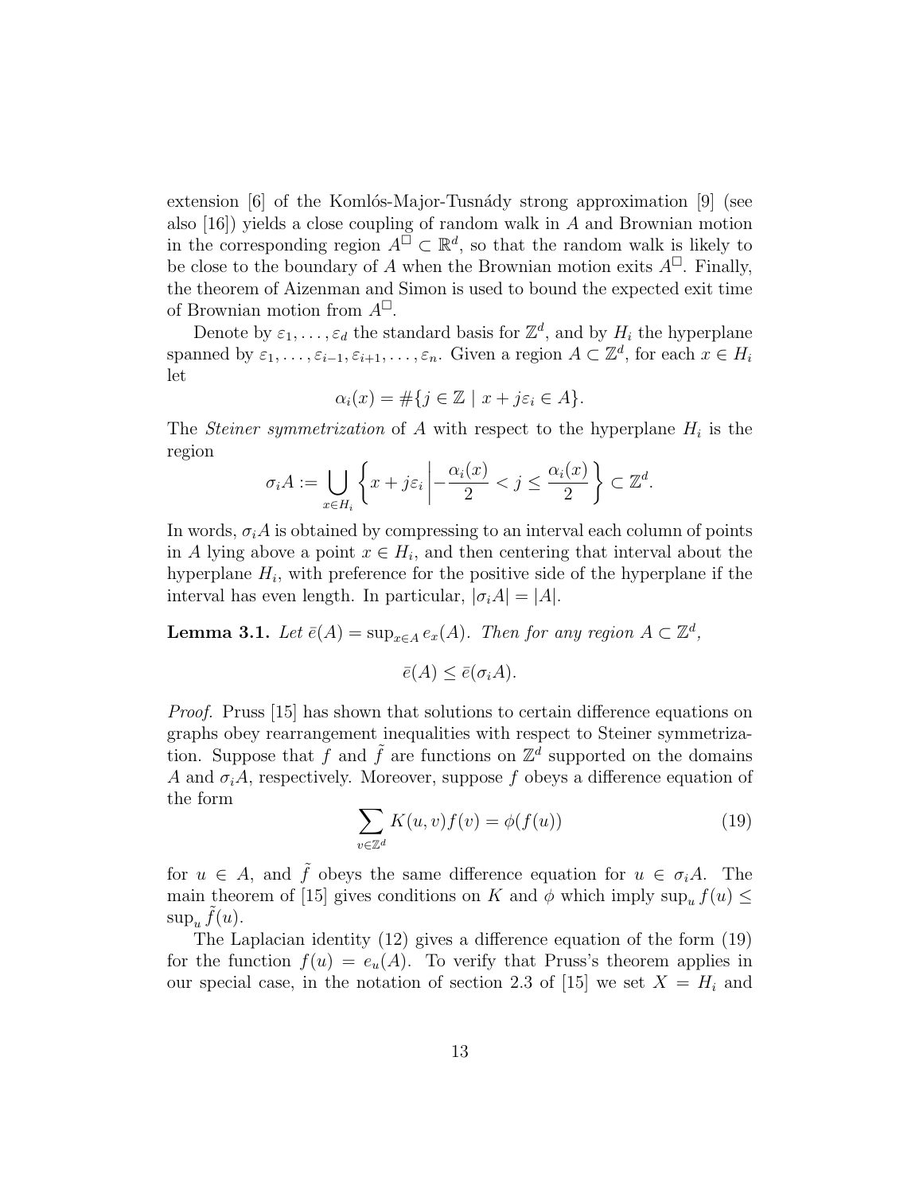extension [6] of the Komlós-Major-Tusnády strong approximation [9] (see also [16]) yields a close coupling of random walk in $A$ and Brownian motion in the corresponding region $A^\square \subset \mathbb{R}^d$, so that the random walk is likely to be close to the boundary of $A$ when the Brownian motion exits $A^\square$. Finally, the theorem of Aizenman and Simon is used to bound the expected exit time of Brownian motion from $A^\square$.

Denote by $\varepsilon_1, \ldots, \varepsilon_d$ the standard basis for $\mathbb{Z}^d$, and by $H_i$ the hyperplane spanned by $\varepsilon_1, \ldots, \varepsilon_{i-1}, \varepsilon_{i+1}, \ldots, \varepsilon_n$. Given a region $A \subset \mathbb{Z}^d$, for each $x \in H_i$ let

$$\alpha_i(x) = \#\{j \in \mathbb{Z} \mid x + j\varepsilon_i \in A\}.$$

The *Steiner symmetrization* of $A$ with respect to the hyperplane $H_i$ is the region

$$\sigma_i A := \bigcup_{x \in H_i} \left\{ x + j\varepsilon_i \,\middle|\, -\frac{\alpha_i(x)}{2} < j \leq \frac{\alpha_i(x)}{2} \right\} \subset \mathbb{Z}^d.$$

In words, $\sigma_i A$ is obtained by compressing to an interval each column of points in $A$ lying above a point $x \in H_i$, and then centering that interval about the hyperplane $H_i$, with preference for the positive side of the hyperplane if the interval has even length. In particular, $|\sigma_i A| = |A|$.

**Lemma 3.1.** *Let $\bar{e}(A) = \sup_{x \in A} e_x(A)$. Then for any region $A \subset \mathbb{Z}^d$,*

$$\bar{e}(A) \leq \bar{e}(\sigma_i A).$$

*Proof.* Pruss [15] has shown that solutions to certain difference equations on graphs obey rearrangement inequalities with respect to Steiner symmetrization. Suppose that $f$ and $\tilde{f}$ are functions on $\mathbb{Z}^d$ supported on the domains $A$ and $\sigma_i A$, respectively. Moreover, suppose $f$ obeys a difference equation of the form

$$\sum_{v \in \mathbb{Z}^d} K(u, v) f(v) = \phi(f(u)) \tag{19}$$

for $u \in A$, and $\tilde{f}$ obeys the same difference equation for $u \in \sigma_i A$. The main theorem of [15] gives conditions on $K$ and $\phi$ which imply $\sup_u f(u) \leq \sup_u \tilde{f}(u)$.

The Laplacian identity (12) gives a difference equation of the form (19) for the function $f(u) = e_u(A)$. To verify that Pruss's theorem applies in our special case, in the notation of section 2.3 of [15] we set $X = H_i$ and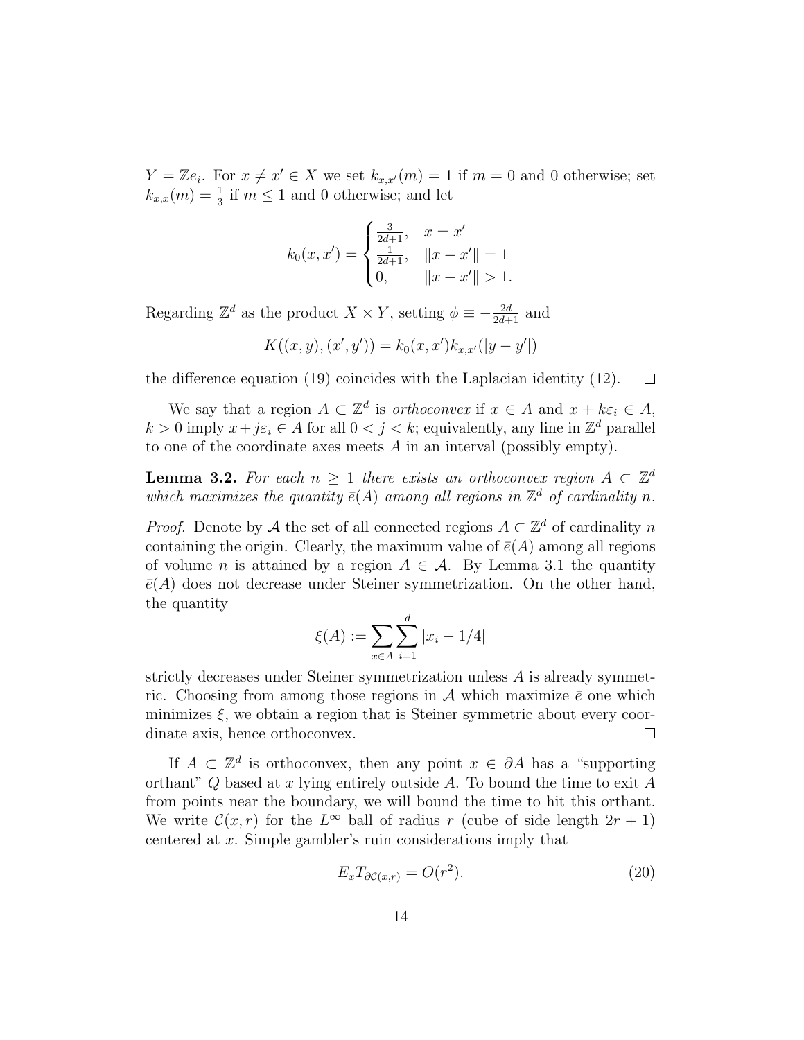$Y = \mathbb{Z}e_i$. For $x \neq x' \in X$ we set $k_{x,x'}(m) = 1$ if $m = 0$ and 0 otherwise; set $k_{x,x}(m) = \frac{1}{3}$ if $m \leq 1$ and 0 otherwise; and let

$$k_0(x,x') = \begin{cases} \frac{3}{2d+1}, & x = x' \\ \frac{1}{2d+1}, & \|x - x'\| = 1 \\ 0, & \|x - x'\| > 1. \end{cases}$$

Regarding $\mathbb{Z}^d$ as the product $X \times Y$, setting $\phi \equiv -\frac{2d}{2d+1}$ and

$$K((x,y),(x',y')) = k_0(x,x')k_{x,x'}(|y - y'|)$$

the difference equation (19) coincides with the Laplacian identity (12). $\square$

We say that a region $A \subset \mathbb{Z}^d$ is *orthoconvex* if $x \in A$ and $x + k\varepsilon_i \in A$, $k > 0$ imply $x + j\varepsilon_i \in A$ for all $0 < j < k$; equivalently, any line in $\mathbb{Z}^d$ parallel to one of the coordinate axes meets $A$ in an interval (possibly empty).

**Lemma 3.2.** *For each $n \geq 1$ there exists an orthoconvex region $A \subset \mathbb{Z}^d$ which maximizes the quantity $\bar{e}(A)$ among all regions in $\mathbb{Z}^d$ of cardinality $n$.*

*Proof.* Denote by $\mathcal{A}$ the set of all connected regions $A \subset \mathbb{Z}^d$ of cardinality $n$ containing the origin. Clearly, the maximum value of $\bar{e}(A)$ among all regions of volume $n$ is attained by a region $A \in \mathcal{A}$. By Lemma 3.1 the quantity $\bar{e}(A)$ does not decrease under Steiner symmetrization. On the other hand, the quantity

$$\xi(A) := \sum_{x \in A} \sum_{i=1}^{d} |x_i - 1/4|$$

strictly decreases under Steiner symmetrization unless $A$ is already symmetric. Choosing from among those regions in $\mathcal{A}$ which maximize $\bar{e}$ one which minimizes $\xi$, we obtain a region that is Steiner symmetric about every coordinate axis, hence orthoconvex. $\square$

If $A \subset \mathbb{Z}^d$ is orthoconvex, then any point $x \in \partial A$ has a "supporting orthant" $Q$ based at $x$ lying entirely outside $A$. To bound the time to exit $A$ from points near the boundary, we will bound the time to hit this orthant. We write $\mathcal{C}(x,r)$ for the $L^\infty$ ball of radius $r$ (cube of side length $2r+1$) centered at $x$. Simple gambler's ruin considerations imply that

$$E_x T_{\partial \mathcal{C}(x,r)} = O(r^2). \tag{20}$$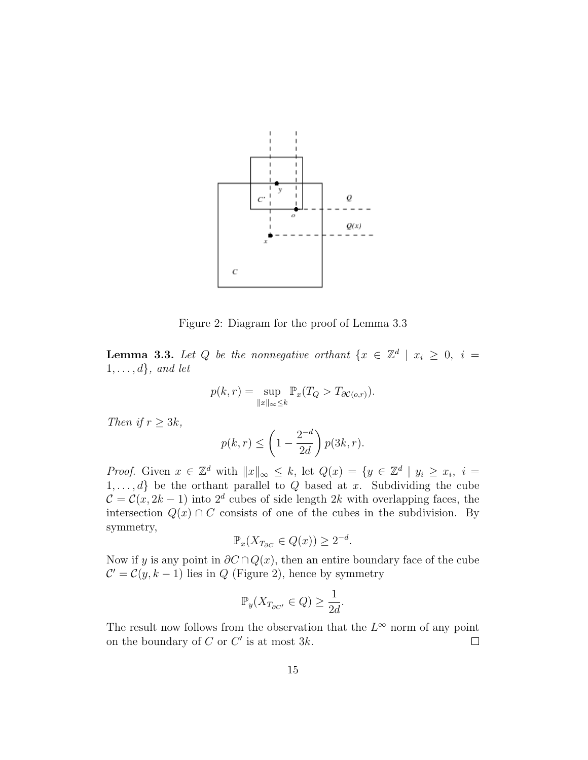Figure 2: Diagram for the proof of Lemma 3.3

**Lemma 3.3.** *Let $Q$ be the nonnegative orthant $\{x \in \mathbb{Z}^d \mid x_i \geq 0,\ i = 1, \ldots, d\}$, and let*

$$p(k,r) = \sup_{\|x\|_\infty \leq k} \mathbb{P}_x(T_Q > T_{\partial \mathcal{C}(o,r)}).$$

*Then if $r \geq 3k$,*

$$p(k,r) \leq \left(1 - \frac{2^{-d}}{2d}\right) p(3k,r).$$

*Proof.* Given $x \in \mathbb{Z}^d$ with $\|x\|_\infty \leq k$, let $Q(x) = \{y \in \mathbb{Z}^d \mid y_i \geq x_i,\ i = 1, \ldots, d\}$ be the orthant parallel to $Q$ based at $x$. Subdividing the cube $\mathcal{C} = \mathcal{C}(x, 2k-1)$ into $2^d$ cubes of side length $2k$ with overlapping faces, the intersection $Q(x) \cap C$ consists of one of the cubes in the subdivision. By symmetry,

$$\mathbb{P}_x(X_{T_{\partial C}} \in Q(x)) \geq 2^{-d}.$$

Now if $y$ is any point in $\partial C \cap Q(x)$, then an entire boundary face of the cube $\mathcal{C}' = \mathcal{C}(y, k-1)$ lies in $Q$ (Figure 2), hence by symmetry

$$\mathbb{P}_y(X_{T_{\partial C'}} \in Q) \geq \frac{1}{2d}.$$

The result now follows from the observation that the $L^\infty$ norm of any point on the boundary of $C$ or $C'$ is at most $3k$. $\square$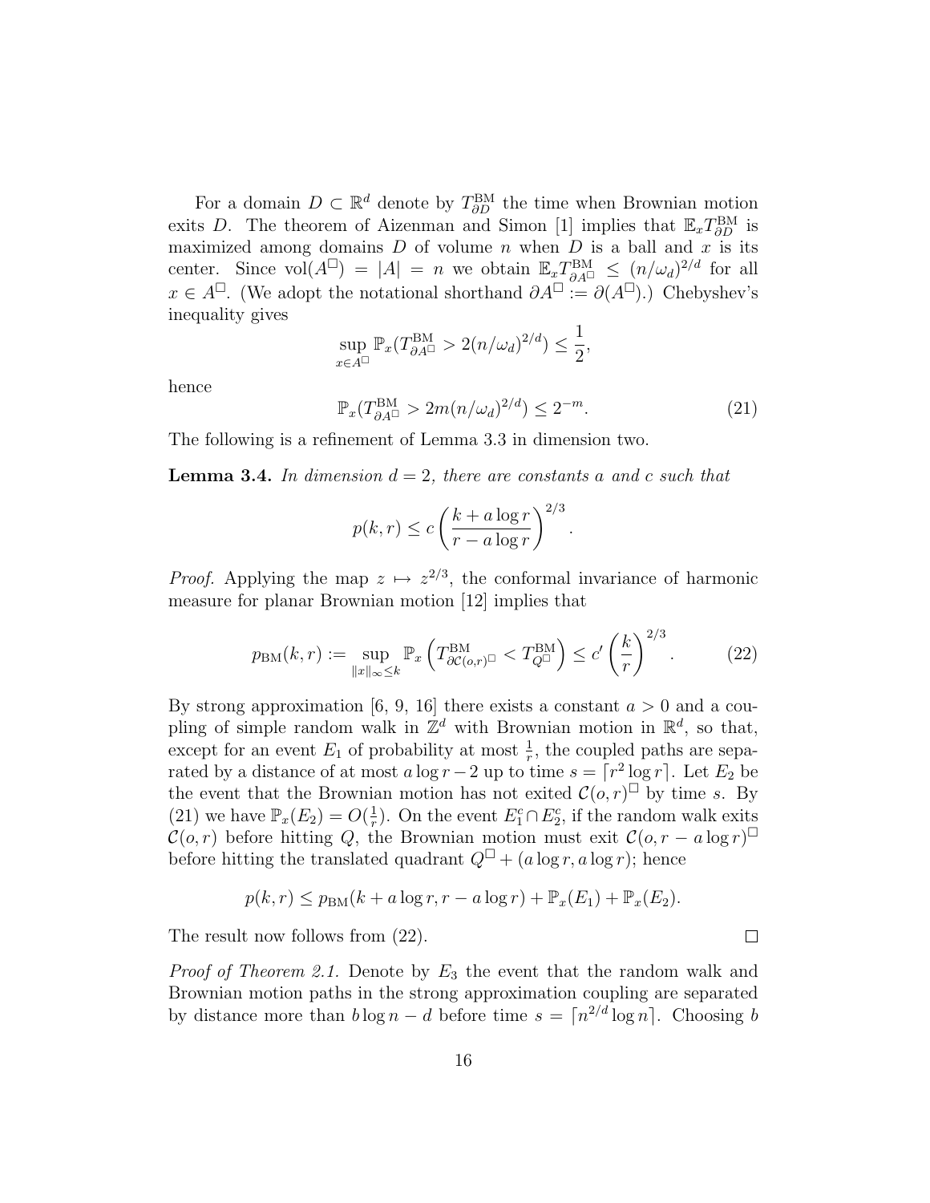For a domain $D \subset \mathbb{R}^d$ denote by $T^{\mathrm{BM}}_{\partial D}$ the time when Brownian motion exits $D$. The theorem of Aizenman and Simon [1] implies that $\mathbb{E}_x T^{\mathrm{BM}}_{\partial D}$ is maximized among domains $D$ of volume $n$ when $D$ is a ball and $x$ is its center. Since $\mathrm{vol}(A^\square) = |A| = n$ we obtain $\mathbb{E}_x T^{\mathrm{BM}}_{\partial A^\square} \leq (n/\omega_d)^{2/d}$ for all $x \in A^\square$. (We adopt the notational shorthand $\partial A^\square := \partial(A^\square)$.) Chebyshev's inequality gives

$$\sup_{x \in A^\square} \mathbb{P}_x(T^{\mathrm{BM}}_{\partial A^\square} > 2(n/\omega_d)^{2/d}) \leq \frac{1}{2},$$

hence

$$\mathbb{P}_x(T^{\mathrm{BM}}_{\partial A^\square} > 2m(n/\omega_d)^{2/d}) \leq 2^{-m}. \tag{21}$$

The following is a refinement of Lemma 3.3 in dimension two.

**Lemma 3.4.** *In dimension $d = 2$, there are constants $a$ and $c$ such that*

$$p(k, r) \leq c \left( \frac{k + a \log r}{r - a \log r} \right)^{2/3}.$$

*Proof.* Applying the map $z \mapsto z^{2/3}$, the conformal invariance of harmonic measure for planar Brownian motion [12] implies that

$$p_{\mathrm{BM}}(k, r) := \sup_{\|x\|_\infty \leq k} \mathbb{P}_x \left( T^{\mathrm{BM}}_{\partial \mathcal{C}(o,r)^\square} < T^{\mathrm{BM}}_{Q^\square} \right) \leq c' \left( \frac{k}{r} \right)^{2/3}. \tag{22}$$

By strong approximation [6, 9, 16] there exists a constant $a > 0$ and a coupling of simple random walk in $\mathbb{Z}^d$ with Brownian motion in $\mathbb{R}^d$, so that, except for an event $E_1$ of probability at most $\frac{1}{r}$, the coupled paths are separated by a distance of at most $a \log r - 2$ up to time $s = \lceil r^2 \log r \rceil$. Let $E_2$ be the event that the Brownian motion has not exited $\mathcal{C}(o, r)^\square$ by time $s$. By (21) we have $\mathbb{P}_x(E_2) = O(\frac{1}{r})$. On the event $E_1^c \cap E_2^c$, if the random walk exits $\mathcal{C}(o, r)$ before hitting $Q$, the Brownian motion must exit $\mathcal{C}(o, r - a \log r)^\square$ before hitting the translated quadrant $Q^\square + (a \log r, a \log r)$; hence

$$p(k, r) \leq p_{\mathrm{BM}}(k + a \log r, r - a \log r) + \mathbb{P}_x(E_1) + \mathbb{P}_x(E_2).$$

The result now follows from (22). $\square$

*Proof of Theorem 2.1.* Denote by $E_3$ the event that the random walk and Brownian motion paths in the strong approximation coupling are separated by distance more than $b \log n - d$ before time $s = \lceil n^{2/d} \log n \rceil$. Choosing $b$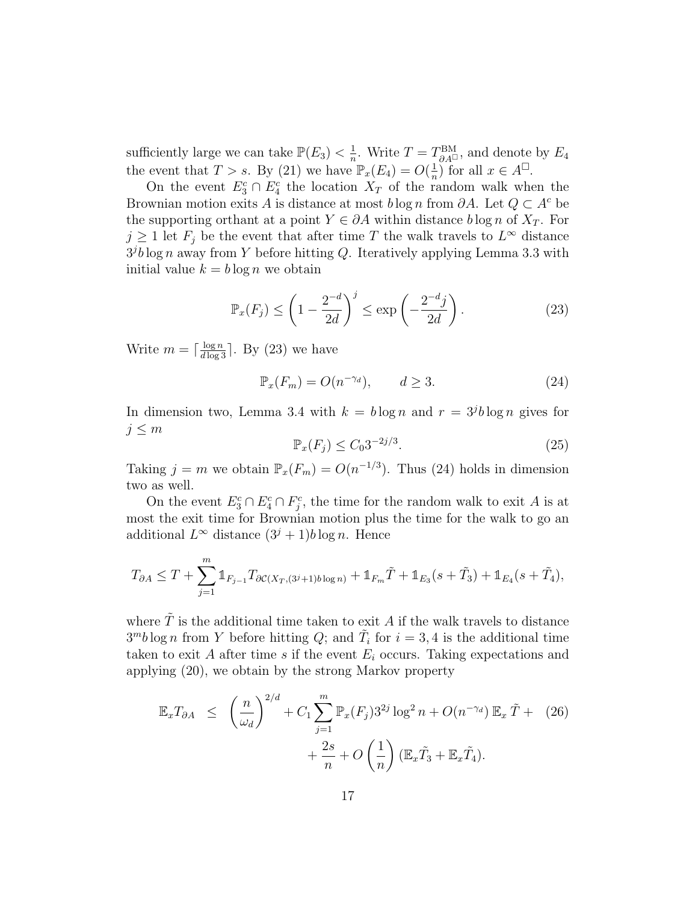sufficiently large we can take $\mathbb{P}(E_3) < \frac{1}{n}$. Write $T = T^{\mathrm{BM}}_{\partial A^\square}$, and denote by $E_4$ the event that $T > s$. By (21) we have $\mathbb{P}_x(E_4) = O(\frac{1}{n})$ for all $x \in A^\square$.

On the event $E_3^c \cap E_4^c$ the location $X_T$ of the random walk when the Brownian motion exits $A$ is distance at most $b \log n$ from $\partial A$. Let $Q \subset A^c$ be the supporting orthant at a point $Y \in \partial A$ within distance $b \log n$ of $X_T$. For $j \geq 1$ let $F_j$ be the event that after time $T$ the walk travels to $L^\infty$ distance $3^j b \log n$ away from $Y$ before hitting $Q$. Iteratively applying Lemma 3.3 with initial value $k = b \log n$ we obtain

$$\mathbb{P}_x(F_j) \leq \left(1 - \frac{2^{-d}}{2d}\right)^j \leq \exp\left(-\frac{2^{-d} j}{2d}\right). \tag{23}$$

Write $m = \lceil \frac{\log n}{d \log 3} \rceil$. By (23) we have

$$\mathbb{P}_x(F_m) = O(n^{-\gamma_d}), \qquad d \geq 3. \tag{24}$$

In dimension two, Lemma 3.4 with $k = b \log n$ and $r = 3^j b \log n$ gives for $j \leq m$

$$\mathbb{P}_x(F_j) \leq C_0 3^{-2j/3}. \tag{25}$$

Taking $j = m$ we obtain $\mathbb{P}_x(F_m) = O(n^{-1/3})$. Thus (24) holds in dimension two as well.

On the event $E_3^c \cap E_4^c \cap F_j^c$, the time for the random walk to exit $A$ is at most the exit time for Brownian motion plus the time for the walk to go an additional $L^\infty$ distance $(3^j + 1) b \log n$. Hence

$$T_{\partial A} \leq T + \sum_{j=1}^m \mathbb{1}_{F_{j-1}} T_{\partial \mathcal{C}(X_T, (3^j+1) b \log n)} + \mathbb{1}_{F_m} \tilde{T} + \mathbb{1}_{E_3}(s + \tilde{T}_3) + \mathbb{1}_{E_4}(s + \tilde{T}_4),$$

where $\tilde{T}$ is the additional time taken to exit $A$ if the walk travels to distance $3^m b \log n$ from $Y$ before hitting $Q$; and $\tilde{T}_i$ for $i = 3, 4$ is the additional time taken to exit $A$ after time $s$ if the event $E_i$ occurs. Taking expectations and applying (20), we obtain by the strong Markov property

$$\begin{aligned} \mathbb{E}_x T_{\partial A} \;\leq\; & \left(\frac{n}{\omega_d}\right)^{2/d} + C_1 \sum_{j=1}^m \mathbb{P}_x(F_j) 3^{2j} \log^2 n + O(n^{-\gamma_d})\, \mathbb{E}_x \tilde{T} + \\ & + \frac{2s}{n} + O\left(\frac{1}{n}\right) (\mathbb{E}_x \tilde{T}_3 + \mathbb{E}_x \tilde{T}_4). \end{aligned} \tag{26}$$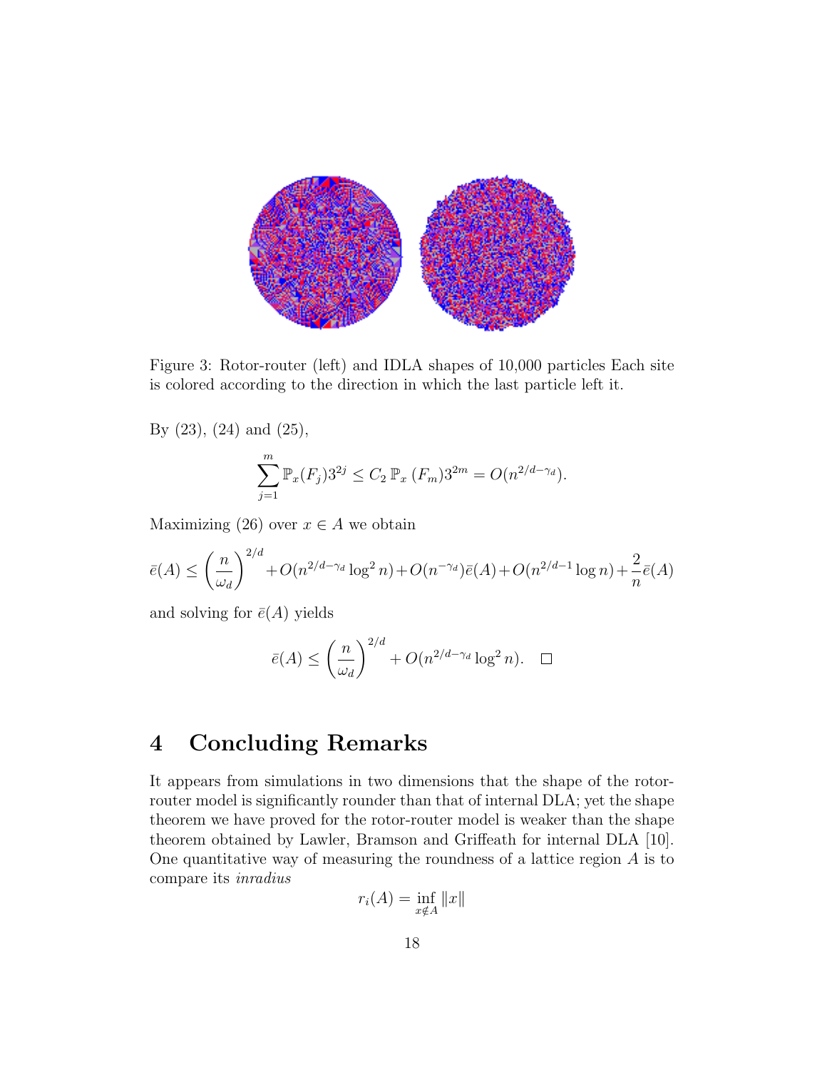Figure 3: Rotor-router (left) and IDLA shapes of 10,000 particles Each site is colored according to the direction in which the last particle left it.

By (23), (24) and (25),

$$\sum_{j=1}^{m} \mathbb{P}_x(F_j) 3^{2j} \leq C_2 \, \mathbb{P}_x \left(F_m\right) 3^{2m} = O(n^{2/d - \gamma_d}).$$

Maximizing (26) over $x \in A$ we obtain

$$\bar{e}(A) \leq \left(\frac{n}{\omega_d}\right)^{2/d} + O(n^{2/d-\gamma_d} \log^2 n) + O(n^{-\gamma_d})\bar{e}(A) + O(n^{2/d-1} \log n) + \frac{2}{n}\bar{e}(A)$$

and solving for $\bar{e}(A)$ yields

$$\bar{e}(A) \leq \left(\frac{n}{\omega_d}\right)^{2/d} + O(n^{2/d-\gamma_d} \log^2 n). \quad \Box$$

# 4 Concluding Remarks

It appears from simulations in two dimensions that the shape of the rotor-router model is significantly rounder than that of internal DLA; yet the shape theorem we have proved for the rotor-router model is weaker than the shape theorem obtained by Lawler, Bramson and Griffeath for internal DLA [10]. One quantitative way of measuring the roundness of a lattice region $A$ is to compare its *inradius*

$$r_i(A) = \inf_{x \notin A} \|x\|$$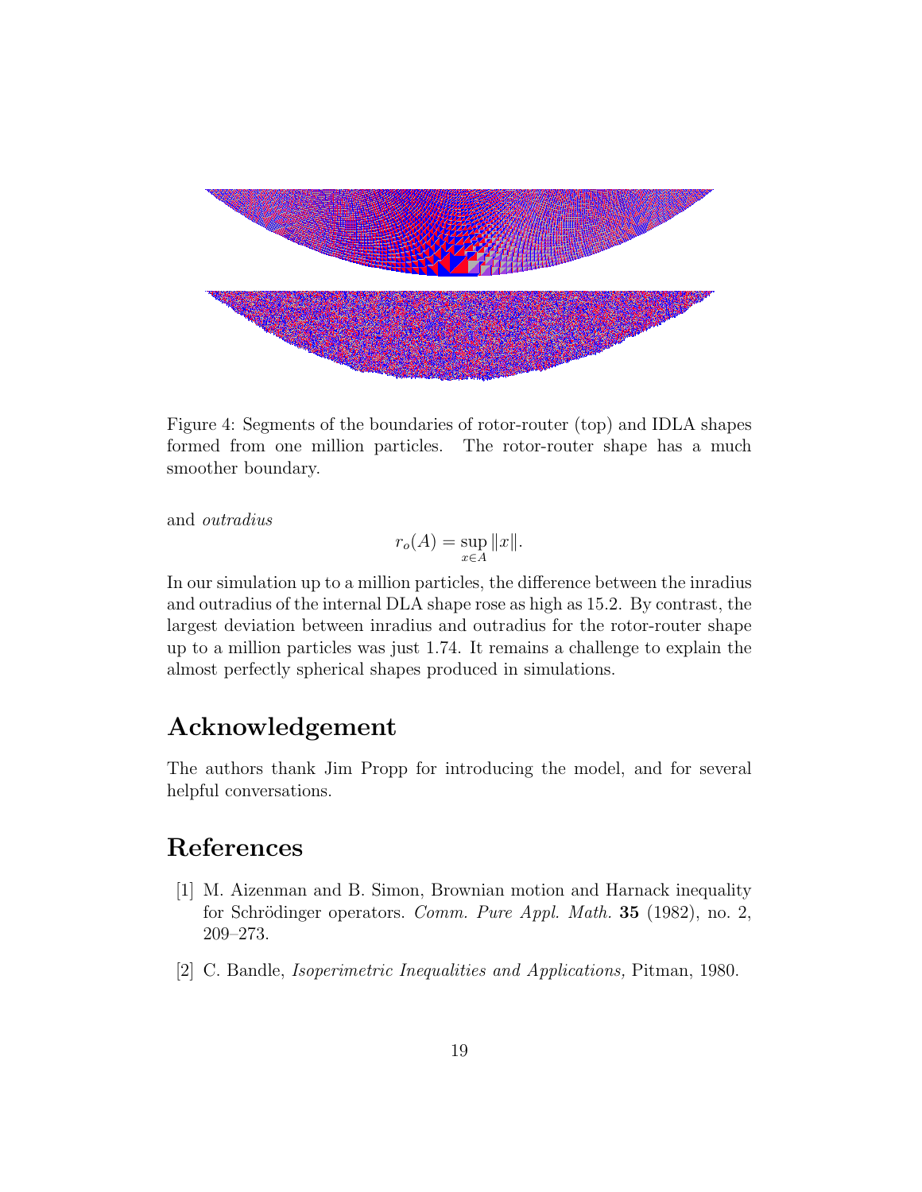Figure 4: Segments of the boundaries of rotor-router (top) and IDLA shapes formed from one million particles. The rotor-router shape has a much smoother boundary.

and *outradius*

$$r_o(A) = \sup_{x \in A} \|x\|.$$

In our simulation up to a million particles, the difference between the inradius and outradius of the internal DLA shape rose as high as 15.2. By contrast, the largest deviation between inradius and outradius for the rotor-router shape up to a million particles was just 1.74. It remains a challenge to explain the almost perfectly spherical shapes produced in simulations.

## Acknowledgement

The authors thank Jim Propp for introducing the model, and for several helpful conversations.

## References

[1] M. Aizenman and B. Simon, Brownian motion and Harnack inequality for Schrödinger operators. *Comm. Pure Appl. Math.* **35** (1982), no. 2, 209–273.

[2] C. Bandle, *Isoperimetric Inequalities and Applications,* Pitman, 1980.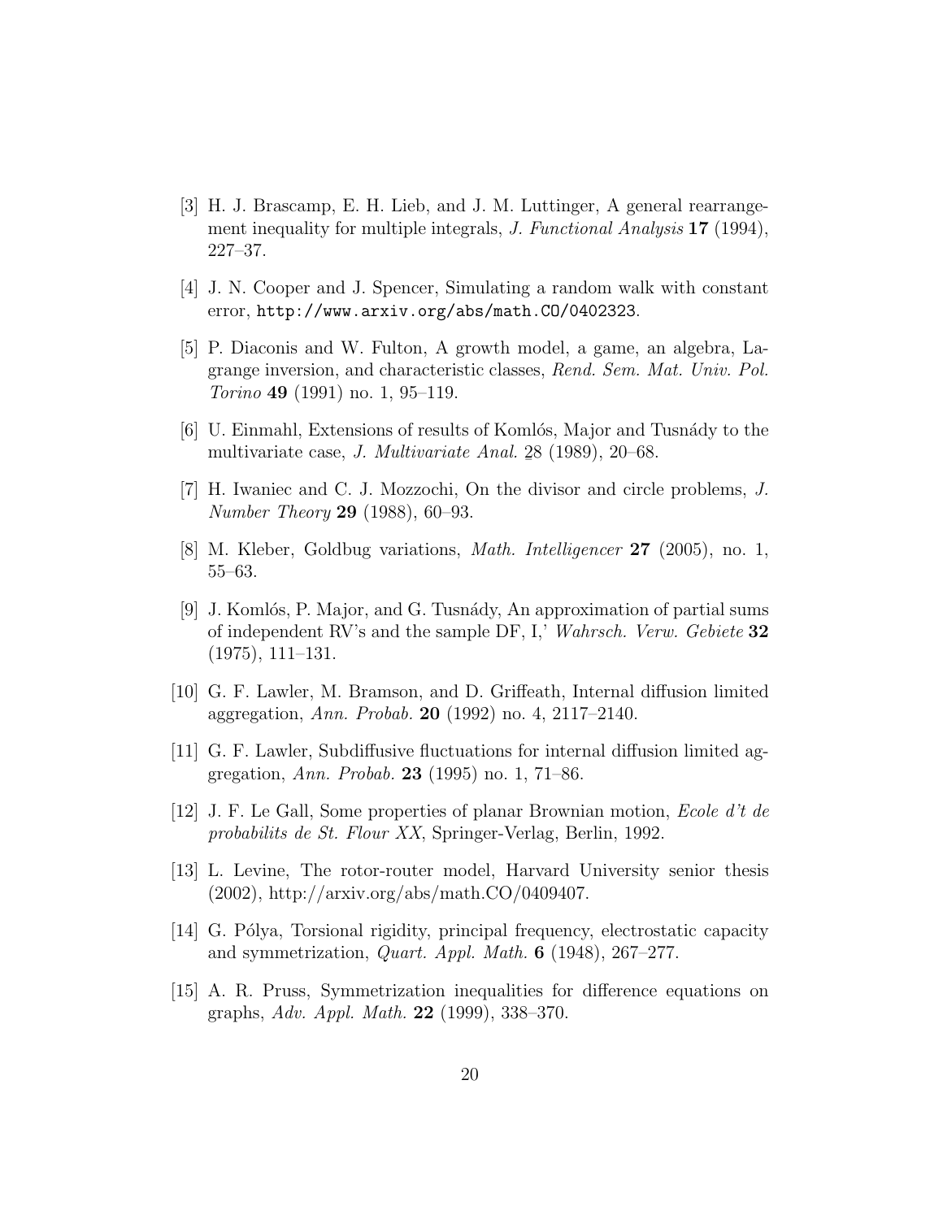[3] H. J. Brascamp, E. H. Lieb, and J. M. Luttinger, A general rearrangement inequality for multiple integrals, *J. Functional Analysis* **17** (1994), 227–37.

[4] J. N. Cooper and J. Spencer, Simulating a random walk with constant error, `http://www.arxiv.org/abs/math.CO/0402323`.

[5] P. Diaconis and W. Fulton, A growth model, a game, an algebra, Lagrange inversion, and characteristic classes, *Rend. Sem. Mat. Univ. Pol. Torino* **49** (1991) no. 1, 95–119.

[6] U. Einmahl, Extensions of results of Komlós, Major and Tusnády to the multivariate case, *J. Multivariate Anal.* 28 (1989), 20–68.

[7] H. Iwaniec and C. J. Mozzochi, On the divisor and circle problems, *J. Number Theory* **29** (1988), 60–93.

[8] M. Kleber, Goldbug variations, *Math. Intelligencer* **27** (2005), no. 1, 55–63.

[9] J. Komlós, P. Major, and G. Tusnády, An approximation of partial sums of independent RV's and the sample DF, I,' *Wahrsch. Verw. Gebiete* **32** (1975), 111–131.

[10] G. F. Lawler, M. Bramson, and D. Griffeath, Internal diffusion limited aggregation, *Ann. Probab.* **20** (1992) no. 4, 2117–2140.

[11] G. F. Lawler, Subdiffusive fluctuations for internal diffusion limited aggregation, *Ann. Probab.* **23** (1995) no. 1, 71–86.

[12] J. F. Le Gall, Some properties of planar Brownian motion, *Ecole d't de probabilits de St. Flour XX*, Springer-Verlag, Berlin, 1992.

[13] L. Levine, The rotor-router model, Harvard University senior thesis (2002), http://arxiv.org/abs/math.CO/0409407.

[14] G. Pólya, Torsional rigidity, principal frequency, electrostatic capacity and symmetrization, *Quart. Appl. Math.* **6** (1948), 267–277.

[15] A. R. Pruss, Symmetrization inequalities for difference equations on graphs, *Adv. Appl. Math.* **22** (1999), 338–370.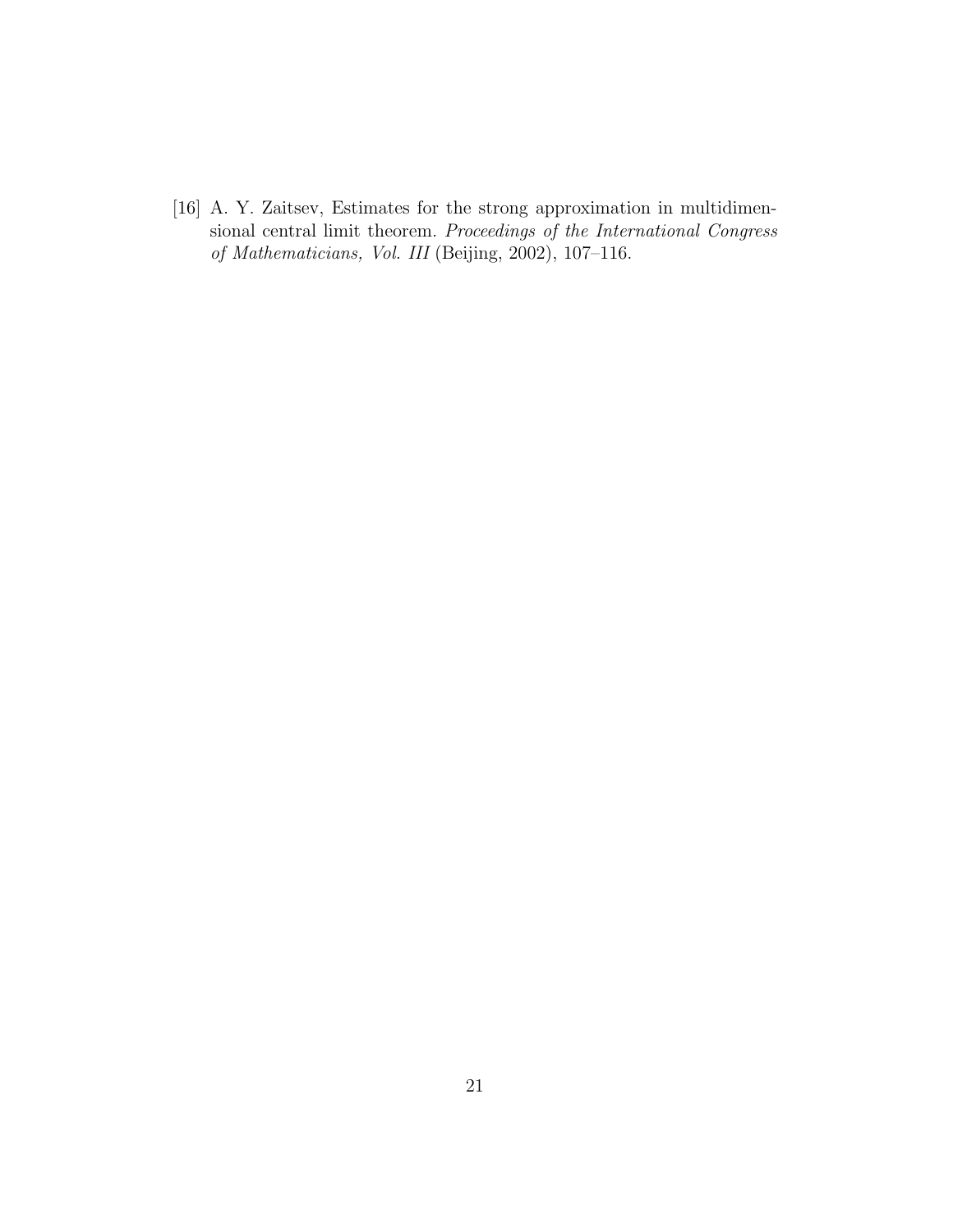[16] A. Y. Zaitsev, Estimates for the strong approximation in multidimensional central limit theorem. *Proceedings of the International Congress of Mathematicians, Vol. III* (Beijing, 2002), 107–116.